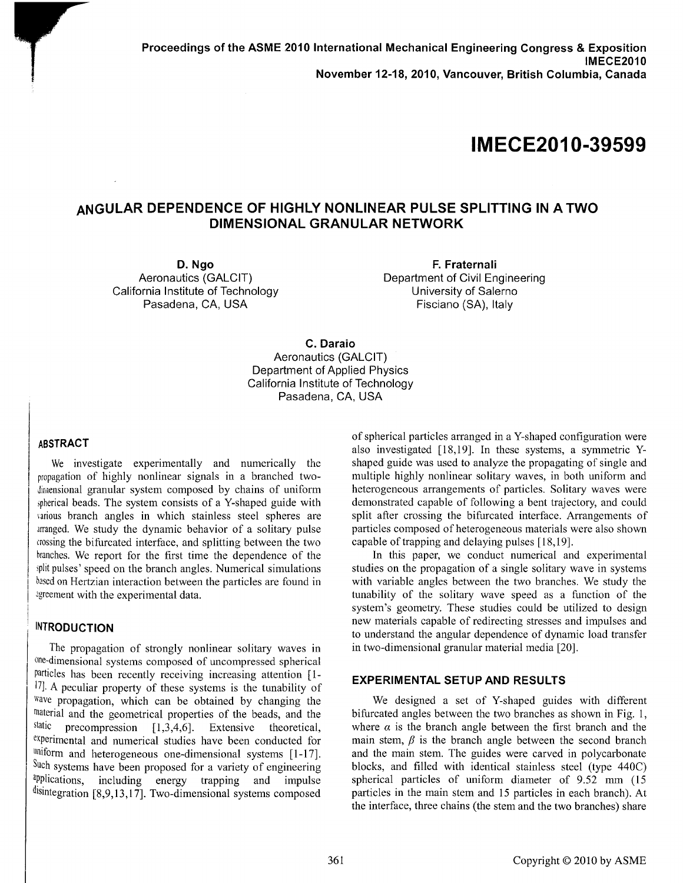Proceedings of the ASME 2010 International Mechanical Engineering Congress & Exposition
IMECE2010
November 12-18, 2010, Vancouver, British Columbia, Canada

# IMECE2010-39599

## ANGULAR DEPENDENCE OF HIGHLY NONLINEAR PULSE SPLITTING IN A TWO DIMENSIONAL GRANULAR NETWORK

**D. Ngo**
Aeronautics (GALCIT)
California Institute of Technology
Pasadena, CA, USA

**F. Fraternali**
Department of Civil Engineering
University of Salerno
Fisciano (SA), Italy

**C. Daraio**
Aeronautics (GALCIT)
Department of Applied Physics
California Institute of Technology
Pasadena, CA, USA

### ABSTRACT

We investigate experimentally and numerically the propagation of highly nonlinear signals in a branched two-dimensional granular system composed by chains of uniform spherical beads. The system consists of a Y-shaped guide with various branch angles in which stainless steel spheres are arranged. We study the dynamic behavior of a solitary pulse crossing the bifurcated interface, and splitting between the two branches. We report for the first time the dependence of the split pulses' speed on the branch angles. Numerical simulations based on Hertzian interaction between the particles are found in agreement with the experimental data.

### INTRODUCTION

The propagation of strongly nonlinear solitary waves in one-dimensional systems composed of uncompressed spherical particles has been recently receiving increasing attention [1-17]. A peculiar property of these systems is the tunability of wave propagation, which can be obtained by changing the material and the geometrical properties of the beads, and the static precompression [1,3,4,6]. Extensive theoretical, experimental and numerical studies have been conducted for uniform and heterogeneous one-dimensional systems [1-17]. Such systems have been proposed for a variety of engineering applications, including energy trapping and impulse disintegration [8,9,13,17]. Two-dimensional systems composed of spherical particles arranged in a Y-shaped configuration were also investigated [18,19]. In these systems, a symmetric Y-shaped guide was used to analyze the propagating of single and multiple highly nonlinear solitary waves, in both uniform and heterogeneous arrangements of particles. Solitary waves were demonstrated capable of following a bent trajectory, and could split after crossing the bifurcated interface. Arrangements of particles composed of heterogeneous materials were also shown capable of trapping and delaying pulses [18,19].

In this paper, we conduct numerical and experimental studies on the propagation of a single solitary wave in systems with variable angles between the two branches. We study the tunability of the solitary wave speed as a function of the system's geometry. These studies could be utilized to design new materials capable of redirecting stresses and impulses and to understand the angular dependence of dynamic load transfer in two-dimensional granular material media [20].

### EXPERIMENTAL SETUP AND RESULTS

We designed a set of Y-shaped guides with different bifurcated angles between the two branches as shown in Fig. 1, where $\alpha$ is the branch angle between the first branch and the main stem, $\beta$ is the branch angle between the second branch and the main stem. The guides were carved in polycarbonate blocks, and filled with identical stainless steel (type 440C) spherical particles of uniform diameter of 9.52 mm (15 particles in the main stem and 15 particles in each branch). At the interface, three chains (the stem and the two branches) share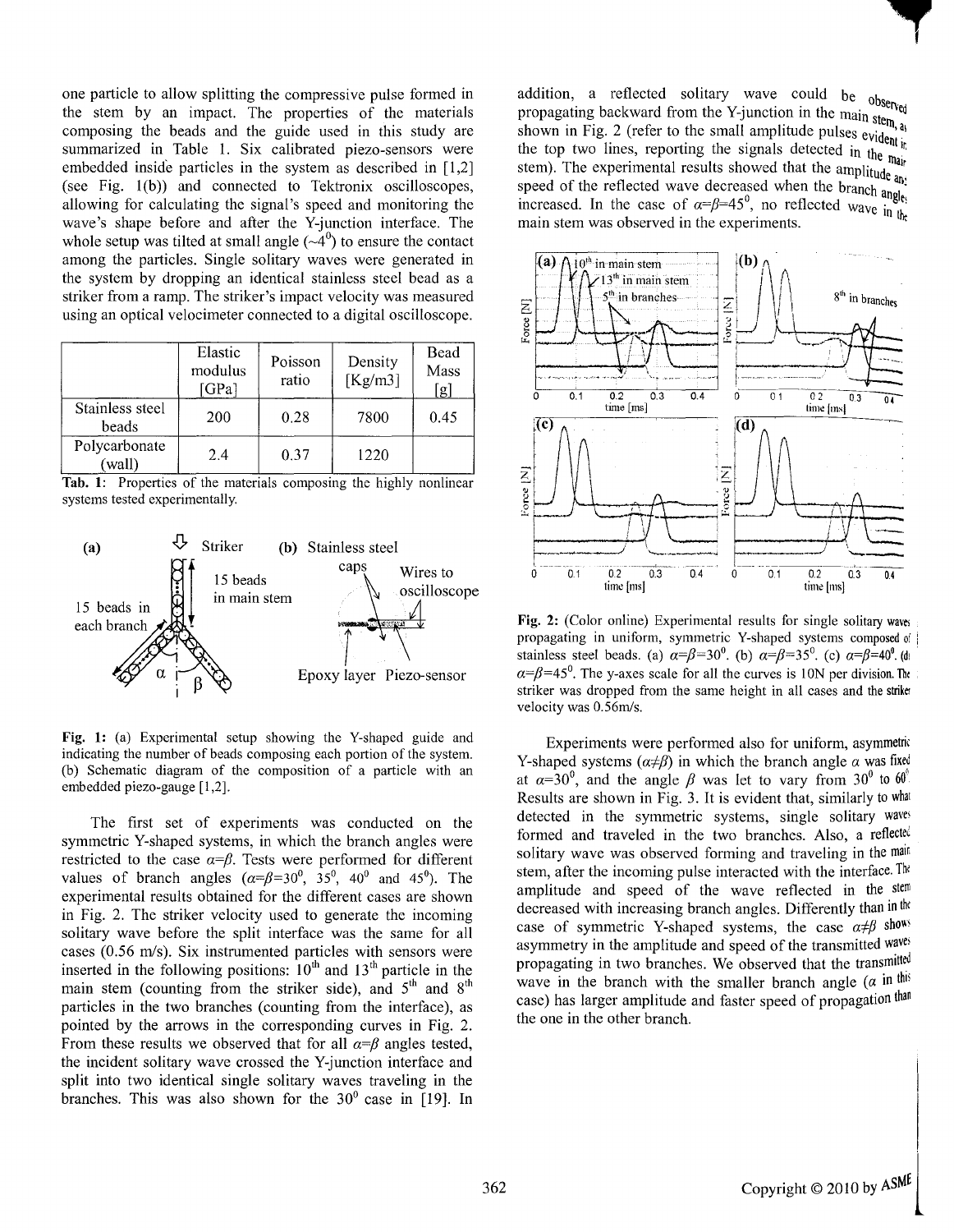one particle to allow splitting the compressive pulse formed in the stem by an impact. The properties of the materials composing the beads and the guide used in this study are summarized in Table 1. Six calibrated piezo-sensors were embedded inside particles in the system as described in [1,2] (see Fig. 1(b)) and connected to Tektronix oscilloscopes, allowing for calculating the signal's speed and monitoring the wave's shape before and after the Y-junction interface. The whole setup was tilted at small angle (~4$^0$) to ensure the contact among the particles. Single solitary waves were generated in the system by dropping an identical stainless steel bead as a striker from a ramp. The striker's impact velocity was measured using an optical velocimeter connected to a digital oscilloscope.

| | Elastic modulus [GPa] | Poisson ratio | Density [Kg/m3] | Bead Mass [g] |
|---|---|---|---|---|
| Stainless steel beads | 200 | 0.28 | 7800 | 0.45 |
| Polycarbonate (wall) | 2.4 | 0.37 | 1220 | |

**Tab. 1:** Properties of the materials composing the highly nonlinear systems tested experimentally.

**Fig. 1:** (a) Experimental setup showing the Y-shaped guide and indicating the number of beads composing each portion of the system. (b) Schematic diagram of the composition of a particle with an embedded piezo-gauge [1,2].

The first set of experiments was conducted on the symmetric Y-shaped systems, in which the branch angles were restricted to the case $\alpha=\beta$. Tests were performed for different values of branch angles ($\alpha=\beta=30^0$, $35^0$, $40^0$ and $45^0$). The experimental results obtained for the different cases are shown in Fig. 2. The striker velocity used to generate the incoming solitary wave before the split interface was the same for all cases (0.56 m/s). Six instrumented particles with sensors were inserted in the following positions: 10$^{th}$ and 13$^{th}$ particle in the main stem (counting from the striker side), and 5$^{th}$ and 8$^{th}$ particles in the two branches (counting from the interface), as pointed by the arrows in the corresponding curves in Fig. 2. From these results we observed that for all $\alpha=\beta$ angles tested, the incident solitary wave crossed the Y-junction interface and split into two identical single solitary waves traveling in the branches. This was also shown for the 30$^0$ case in [19]. In addition, a reflected solitary wave could be observed propagating backward from the Y-junction in the main stem, as shown in Fig. 2 (refer to the small amplitude pulses evident in the top two lines, reporting the signals detected in the main stem). The experimental results showed that the amplitude and speed of the reflected wave decreased when the branch angles increased. In the case of $\alpha=\beta=45^0$, no reflected wave in the main stem was observed in the experiments.

**Fig. 2:** (Color online) Experimental results for single solitary waves propagating in uniform, symmetric Y-shaped systems composed of stainless steel beads. (a) $\alpha=\beta=30^0$. (b) $\alpha=\beta=35^0$. (c) $\alpha=\beta=40^0$. (d) $\alpha=\beta=45^0$. The y-axes scale for all the curves is 10N per division. The striker was dropped from the same height in all cases and the striker velocity was 0.56m/s.

Experiments were performed also for uniform, asymmetric Y-shaped systems ($\alpha\neq\beta$) in which the branch angle $\alpha$ was fixed at $\alpha=30^0$, and the angle $\beta$ was let to vary from 30$^0$ to 60$^0$. Results are shown in Fig. 3. It is evident that, similarly to what detected in the symmetric systems, single solitary waves formed and traveled in the two branches. Also, a reflected solitary wave was observed forming and traveling in the main stem, after the incoming pulse interacted with the interface. The amplitude and speed of the wave reflected in the stem decreased with increasing branch angles. Differently than in the case of symmetric Y-shaped systems, the case $\alpha\neq\beta$ shows asymmetry in the amplitude and speed of the transmitted waves propagating in two branches. We observed that the transmitted wave in the branch with the smaller branch angle ($\alpha$ in this case) has larger amplitude and faster speed of propagation than the one in the other branch.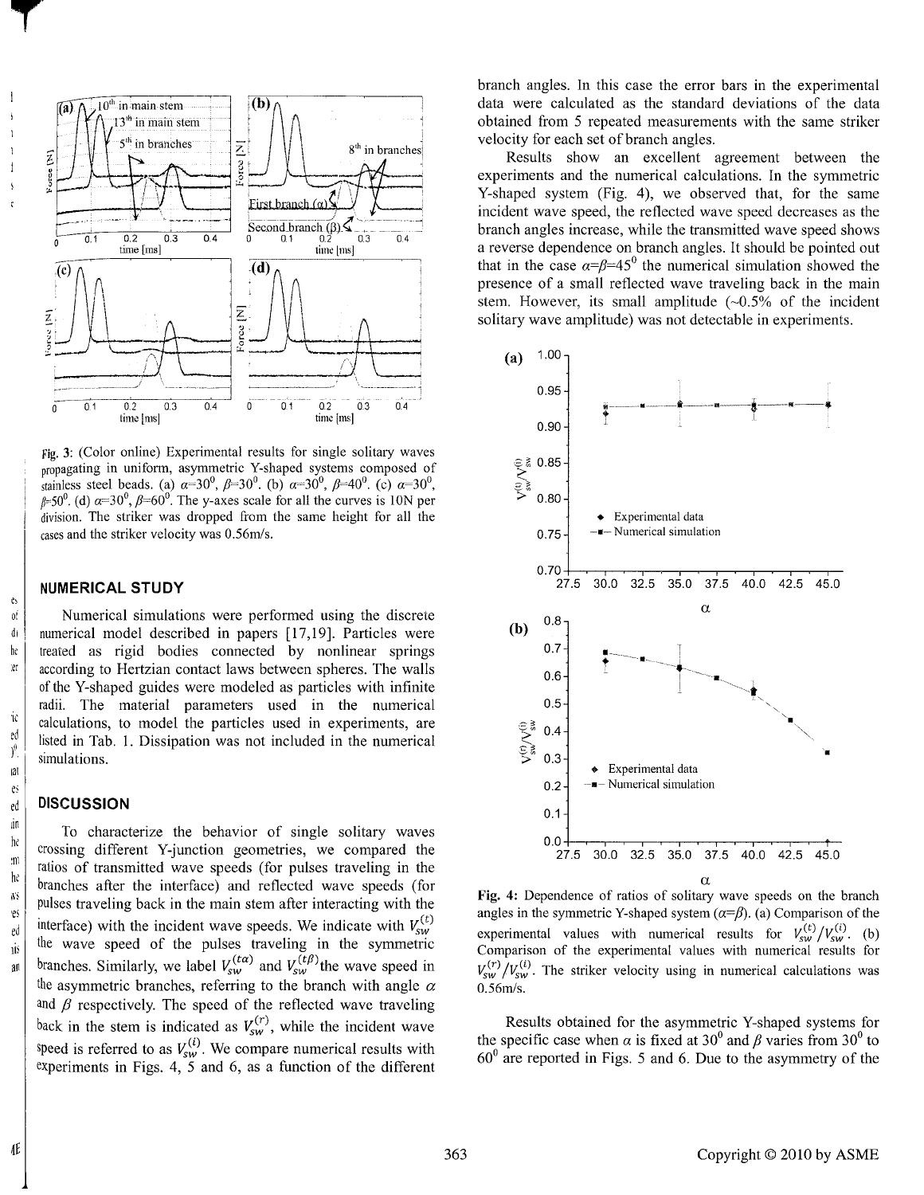Fig. 3: (Color online) Experimental results for single solitary waves propagating in uniform, asymmetric Y-shaped systems composed of stainless steel beads. (a) $\alpha=30^0$, $\beta=30^0$. (b) $\alpha=30^0$, $\beta=40^0$. (c) $\alpha=30^0$, $\beta=50^0$. (d) $\alpha=30^0$, $\beta=60^0$. The y-axes scale for all the curves is 10N per division. The striker was dropped from the same height for all the cases and the striker velocity was 0.56m/s.

## NUMERICAL STUDY

Numerical simulations were performed using the discrete numerical model described in papers [17,19]. Particles were treated as rigid bodies connected by nonlinear springs according to Hertzian contact laws between spheres. The walls of the Y-shaped guides were modeled as particles with infinite radii. The material parameters used in the numerical calculations, to model the particles used in experiments, are listed in Tab. 1. Dissipation was not included in the numerical simulations.

## DISCUSSION

To characterize the behavior of single solitary waves crossing different Y-junction geometries, we compared the ratios of transmitted wave speeds (for pulses traveling in the branches after the interface) and reflected wave speeds (for pulses traveling back in the main stem after interacting with the interface) with the incident wave speeds. We indicate with $V_{sw}^{(t)}$ the wave speed of the pulses traveling in the symmetric branches. Similarly, we label $V_{sw}^{(t\alpha)}$ and $V_{sw}^{(t\beta)}$ the wave speed in the asymmetric branches, referring to the branch with angle $\alpha$ and $\beta$ respectively. The speed of the reflected wave traveling back in the stem is indicated as $V_{sw}^{(r)}$, while the incident wave speed is referred to as $V_{sw}^{(i)}$. We compare numerical results with experiments in Figs. 4, 5 and 6, as a function of the different branch angles. In this case the error bars in the experimental data were calculated as the standard deviations of the data obtained from 5 repeated measurements with the same striker velocity for each set of branch angles.

Results show an excellent agreement between the experiments and the numerical calculations. In the symmetric Y-shaped system (Fig. 4), we observed that, for the same incident wave speed, the reflected wave speed decreases as the branch angles increase, while the transmitted wave speed shows a reverse dependence on branch angles. It should be pointed out that in the case $\alpha=\beta=45^0$ the numerical simulation showed the presence of a small reflected wave traveling back in the main stem. However, its small amplitude (~0.5% of the incident solitary wave amplitude) was not detectable in experiments.

Fig. 4: Dependence of ratios of solitary wave speeds on the branch angles in the symmetric Y-shaped system ($\alpha=\beta$). (a) Comparison of the experimental values with numerical results for $V_{sw}^{(t)}/V_{sw}^{(i)}$. (b) Comparison of the experimental values with numerical results for $V_{sw}^{(r)}/V_{sw}^{(i)}$. The striker velocity using in numerical calculations was 0.56m/s.

Results obtained for the asymmetric Y-shaped systems for the specific case when $\alpha$ is fixed at $30^0$ and $\beta$ varies from $30^0$ to $60^0$ are reported in Figs. 5 and 6. Due to the asymmetry of the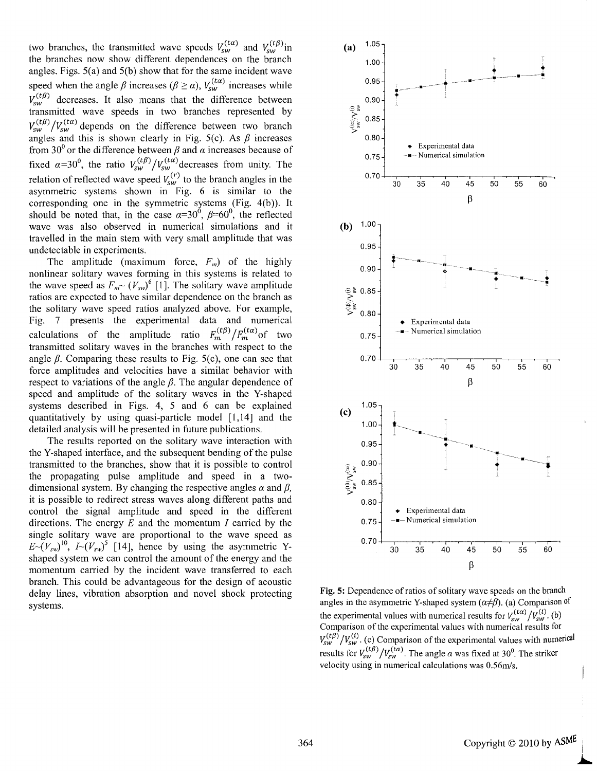two branches, the transmitted wave speeds $V_{sw}^{(t\alpha)}$ and $V_{sw}^{(t\beta)}$ in the branches now show different dependences on the branch angles. Figs. 5(a) and 5(b) show that for the same incident wave speed when the angle $\beta$ increases ($\beta \geq \alpha$), $V_{sw}^{(t\alpha)}$ increases while $V_{sw}^{(t\beta)}$ decreases. It also means that the difference between transmitted wave speeds in two branches represented by $V_{sw}^{(t\beta)}/V_{sw}^{(t\alpha)}$ depends on the difference between two branch angles and this is shown clearly in Fig. 5(c). As $\beta$ increases from $30^0$ or the difference between $\beta$ and $\alpha$ increases because of fixed $\alpha=30^0$, the ratio $V_{sw}^{(t\beta)}/V_{sw}^{(t\alpha)}$ decreases from unity. The relation of reflected wave speed $V_{sw}^{(r)}$ to the branch angles in the asymmetric systems shown in Fig. 6 is similar to the corresponding one in the symmetric systems (Fig. 4(b)). It should be noted that, in the case $\alpha=30^0$, $\beta=60^0$, the reflected wave was also observed in numerical simulations and it travelled in the main stem with very small amplitude that was undetectable in experiments.

The amplitude (maximum force, $F_m$) of the highly nonlinear solitary waves forming in this systems is related to the wave speed as $F_m \sim (V_{sw})^6$ [1]. The solitary wave amplitude ratios are expected to have similar dependence on the branch as the solitary wave speed ratios analyzed above. For example, Fig. 7 presents the experimental data and numerical calculations of the amplitude ratio $F_m^{(t\beta)}/F_m^{(t\alpha)}$ of two transmitted solitary waves in the branches with respect to the angle $\beta$. Comparing these results to Fig. 5(c), one can see that force amplitudes and velocities have a similar behavior with respect to variations of the angle $\beta$. The angular dependence of speed and amplitude of the solitary waves in the Y-shaped systems described in Figs. 4, 5 and 6 can be explained quantitatively by using quasi-particle model [1,14] and the detailed analysis will be presented in future publications.

The results reported on the solitary wave interaction with the Y-shaped interface, and the subsequent bending of the pulse transmitted to the branches, show that it is possible to control the propagating pulse amplitude and speed in a two-dimensional system. By changing the respective angles $\alpha$ and $\beta$, it is possible to redirect stress waves along different paths and control the signal amplitude and speed in the different directions. The energy $E$ and the momentum $I$ carried by the single solitary wave are proportional to the wave speed as $E \sim (V_{sw})^{10}$, $I \sim (V_{sw})^5$ [14], hence by using the asymmetric Y-shaped system we can control the amount of the energy and the momentum carried by the incident wave transferred to each branch. This could be advantageous for the design of acoustic delay lines, vibration absorption and novel shock protecting systems.

**Fig. 5:** Dependence of ratios of solitary wave speeds on the branch angles in the asymmetric Y-shaped system ($\alpha \neq \beta$). (a) Comparison of the experimental values with numerical results for $V_{sw}^{(t\alpha)}/V_{sw}^{(i)}$. (b) Comparison of the experimental values with numerical results for $V_{sw}^{(t\beta)}/V_{sw}^{(i)}$. (c) Comparison of the experimental values with numerical results for $V_{sw}^{(t\beta)}/V_{sw}^{(t\alpha)}$. The angle $\alpha$ was fixed at $30^0$. The striker velocity using in numerical calculations was 0.56m/s.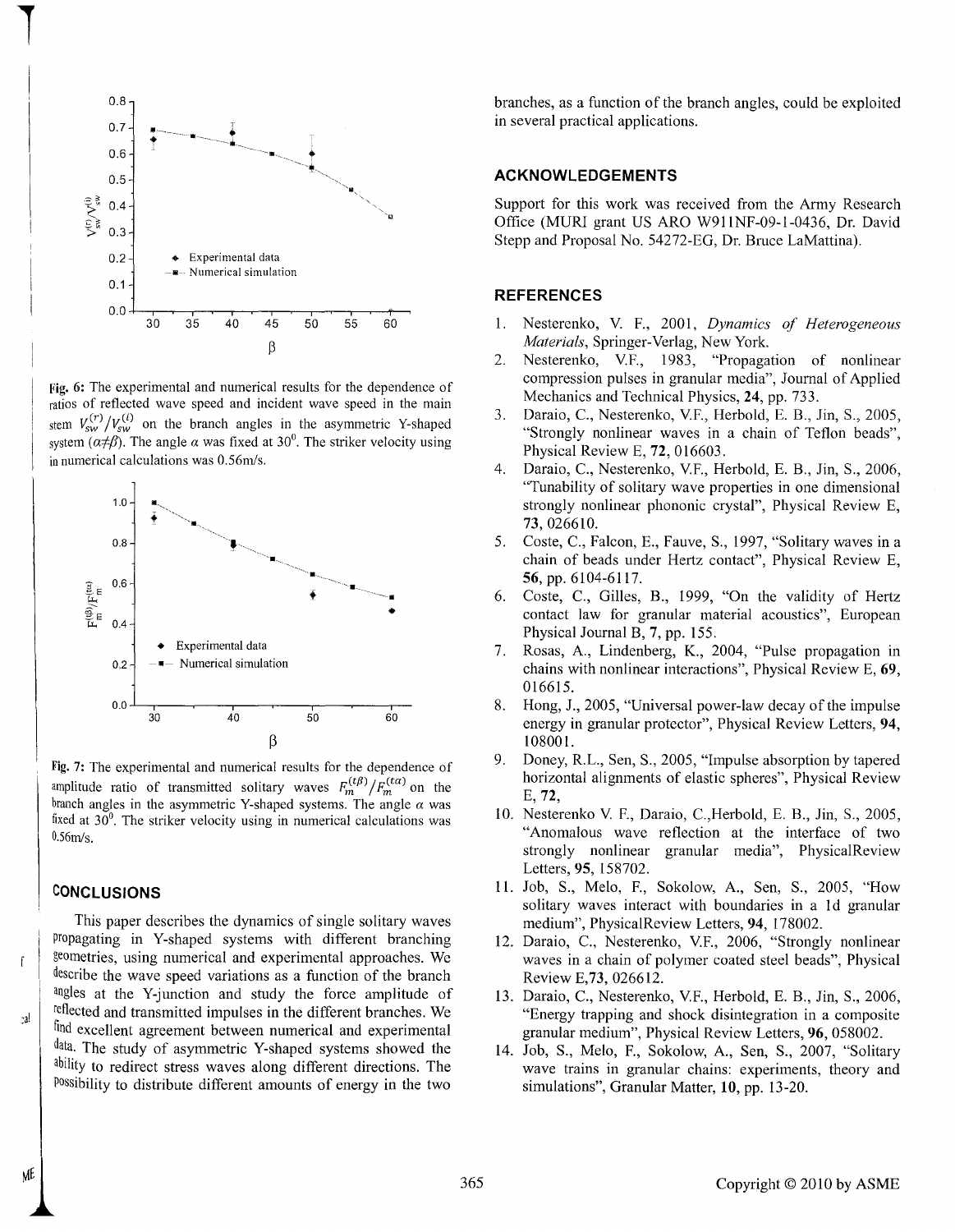Fig. 6: The experimental and numerical results for the dependence of ratios of reflected wave speed and incident wave speed in the main stem $V_{sw}^{(r)}/V_{sw}^{(i)}$ on the branch angles in the asymmetric Y-shaped system ($\alpha \neq \beta$). The angle $\alpha$ was fixed at $30^0$. The striker velocity using in numerical calculations was 0.56m/s.

Fig. 7: The experimental and numerical results for the dependence of amplitude ratio of transmitted solitary waves $F_m^{(t\beta)}/F_m^{(t\alpha)}$ on the branch angles in the asymmetric Y-shaped systems. The angle $\alpha$ was fixed at $30^0$. The striker velocity using in numerical calculations was 0.56m/s.

## CONCLUSIONS

This paper describes the dynamics of single solitary waves propagating in Y-shaped systems with different branching geometries, using numerical and experimental approaches. We describe the wave speed variations as a function of the branch angles at the Y-junction and study the force amplitude of reflected and transmitted impulses in the different branches. We find excellent agreement between numerical and experimental data. The study of asymmetric Y-shaped systems showed the ability to redirect stress waves along different directions. The possibility to distribute different amounts of energy in the two branches, as a function of the branch angles, could be exploited in several practical applications.

## ACKNOWLEDGEMENTS

Support for this work was received from the Army Research Office (MURI grant US ARO W911NF-09-1-0436, Dr. David Stepp and Proposal No. 54272-EG, Dr. Bruce LaMattina).

## REFERENCES

1. Nesterenko, V. F., 2001, *Dynamics of Heterogeneous Materials*, Springer-Verlag, New York.
2. Nesterenko, V.F., 1983, "Propagation of nonlinear compression pulses in granular media", Journal of Applied Mechanics and Technical Physics, **24**, pp. 733.
3. Daraio, C., Nesterenko, V.F., Herbold, E. B., Jin, S., 2005, "Strongly nonlinear waves in a chain of Teflon beads", Physical Review E, **72**, 016603.
4. Daraio, C., Nesterenko, V.F., Herbold, E. B., Jin, S., 2006, "Tunability of solitary wave properties in one dimensional strongly nonlinear phononic crystal", Physical Review E, **73**, 026610.
5. Coste, C., Falcon, E., Fauve, S., 1997, "Solitary waves in a chain of beads under Hertz contact", Physical Review E, **56**, pp. 6104-6117.
6. Coste, C., Gilles, B., 1999, "On the validity of Hertz contact law for granular material acoustics", European Physical Journal B, **7**, pp. 155.
7. Rosas, A., Lindenberg, K., 2004, "Pulse propagation in chains with nonlinear interactions", Physical Review E, **69**, 016615.
8. Hong, J., 2005, "Universal power-law decay of the impulse energy in granular protector", Physical Review Letters, **94**, 108001.
9. Doney, R.L., Sen, S., 2005, "Impulse absorption by tapered horizontal alignments of elastic spheres", Physical Review E, **72**,
10. Nesterenko V. F., Daraio, C.,Herbold, E. B., Jin, S., 2005, "Anomalous wave reflection at the interface of two strongly nonlinear granular media", PhysicalReview Letters, **95**, 158702.
11. Job, S., Melo, F., Sokolow, A., Sen, S., 2005, "How solitary waves interact with boundaries in a 1d granular medium", PhysicalReview Letters, **94**, 178002.
12. Daraio, C., Nesterenko, V.F., 2006, "Strongly nonlinear waves in a chain of polymer coated steel beads", Physical Review E,**73**, 026612.
13. Daraio, C., Nesterenko, V.F., Herbold, E. B., Jin, S., 2006, "Energy trapping and shock disintegration in a composite granular medium", Physical Review Letters, **96**, 058002.
14. Job, S., Melo, F., Sokolow, A., Sen, S., 2007, "Solitary wave trains in granular chains: experiments, theory and simulations", Granular Matter, **10**, pp. 13-20.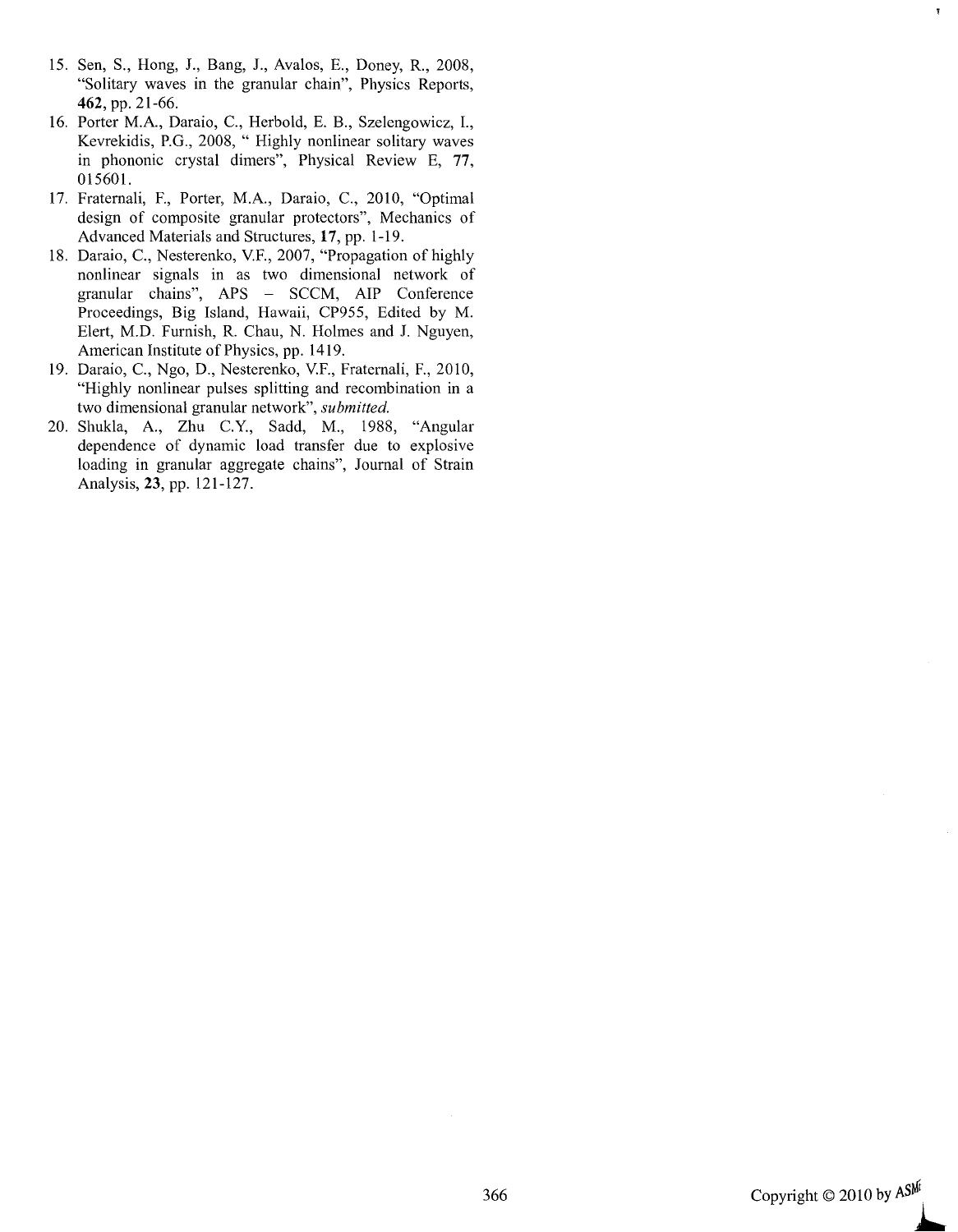15. Sen, S., Hong, J., Bang, J., Avalos, E., Doney, R., 2008, "Solitary waves in the granular chain", Physics Reports, **462**, pp. 21-66.
16. Porter M.A., Daraio, C., Herbold, E. B., Szelengowicz, I., Kevrekidis, P.G., 2008, " Highly nonlinear solitary waves in phononic crystal dimers", Physical Review E, **77**, 015601.
17. Fraternali, F., Porter, M.A., Daraio, C., 2010, "Optimal design of composite granular protectors", Mechanics of Advanced Materials and Structures, **17**, pp. 1-19.
18. Daraio, C., Nesterenko, V.F., 2007, "Propagation of highly nonlinear signals in as two dimensional network of granular chains", APS – SCCM, AIP Conference Proceedings, Big Island, Hawaii, CP955, Edited by M. Elert, M.D. Furnish, R. Chau, N. Holmes and J. Nguyen, American Institute of Physics, pp. 1419.
19. Daraio, C., Ngo, D., Nesterenko, V.F., Fraternali, F., 2010, "Highly nonlinear pulses splitting and recombination in a two dimensional granular network", *submitted.*
20. Shukla, A., Zhu C.Y., Sadd, M., 1988, "Angular dependence of dynamic load transfer due to explosive loading in granular aggregate chains", Journal of Strain Analysis, **23**, pp. 121-127.